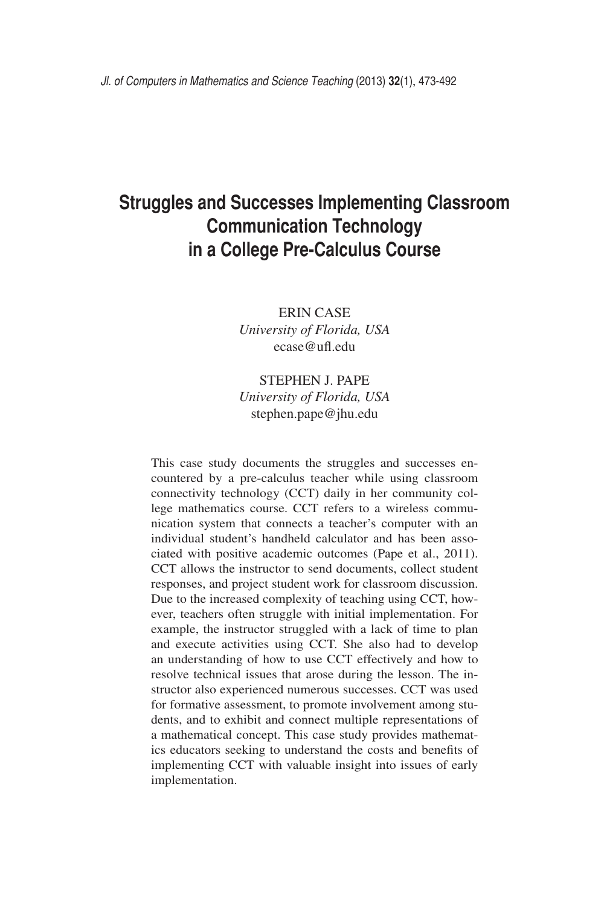# Struggles and Successes Implementing Classroom Communication Technology in a College Pre-Calculus Course

ERIN CASE
*University of Florida, USA*
ecase@ufl.edu

STEPHEN J. PAPE
*University of Florida, USA*
stephen.pape@jhu.edu

This case study documents the struggles and successes encountered by a pre-calculus teacher while using classroom connectivity technology (CCT) daily in her community college mathematics course. CCT refers to a wireless communication system that connects a teacher's computer with an individual student's handheld calculator and has been associated with positive academic outcomes (Pape et al., 2011). CCT allows the instructor to send documents, collect student responses, and project student work for classroom discussion. Due to the increased complexity of teaching using CCT, however, teachers often struggle with initial implementation. For example, the instructor struggled with a lack of time to plan and execute activities using CCT. She also had to develop an understanding of how to use CCT effectively and how to resolve technical issues that arose during the lesson. The instructor also experienced numerous successes. CCT was used for formative assessment, to promote involvement among students, and to exhibit and connect multiple representations of a mathematical concept. This case study provides mathematics educators seeking to understand the costs and benefits of implementing CCT with valuable insight into issues of early implementation.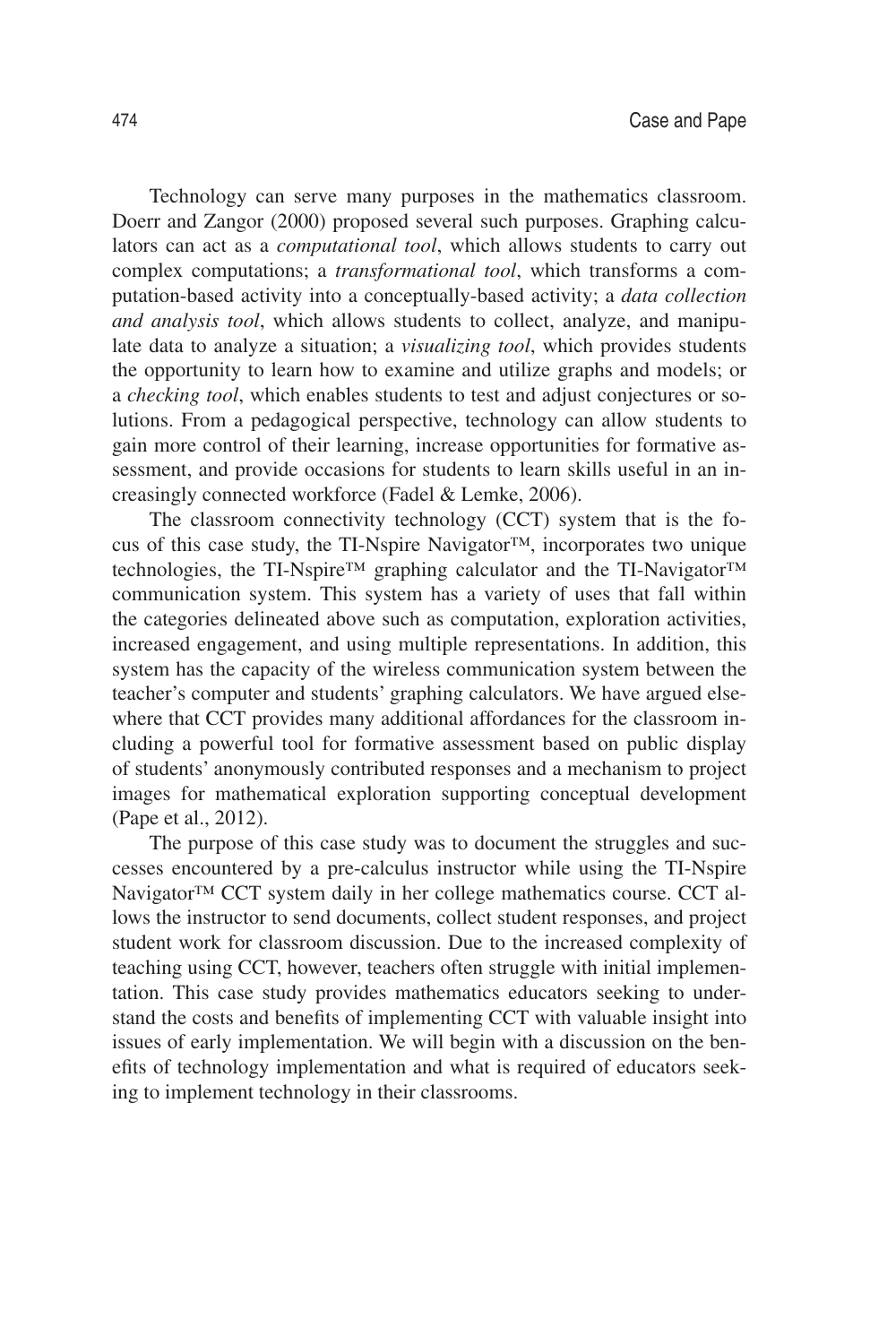Technology can serve many purposes in the mathematics classroom. Doerr and Zangor (2000) proposed several such purposes. Graphing calculators can act as a *computational tool*, which allows students to carry out complex computations; a *transformational tool*, which transforms a computation-based activity into a conceptually-based activity; a *data collection and analysis tool*, which allows students to collect, analyze, and manipulate data to analyze a situation; a *visualizing tool*, which provides students the opportunity to learn how to examine and utilize graphs and models; or a *checking tool*, which enables students to test and adjust conjectures or solutions. From a pedagogical perspective, technology can allow students to gain more control of their learning, increase opportunities for formative assessment, and provide occasions for students to learn skills useful in an increasingly connected workforce (Fadel & Lemke, 2006).

The classroom connectivity technology (CCT) system that is the focus of this case study, the TI-Nspire Navigator™, incorporates two unique technologies, the TI-Nspire™ graphing calculator and the TI-Navigator™ communication system. This system has a variety of uses that fall within the categories delineated above such as computation, exploration activities, increased engagement, and using multiple representations. In addition, this system has the capacity of the wireless communication system between the teacher's computer and students' graphing calculators. We have argued elsewhere that CCT provides many additional affordances for the classroom including a powerful tool for formative assessment based on public display of students' anonymously contributed responses and a mechanism to project images for mathematical exploration supporting conceptual development (Pape et al., 2012).

The purpose of this case study was to document the struggles and successes encountered by a pre-calculus instructor while using the TI-Nspire Navigator™ CCT system daily in her college mathematics course. CCT allows the instructor to send documents, collect student responses, and project student work for classroom discussion. Due to the increased complexity of teaching using CCT, however, teachers often struggle with initial implementation. This case study provides mathematics educators seeking to understand the costs and benefits of implementing CCT with valuable insight into issues of early implementation. We will begin with a discussion on the benefits of technology implementation and what is required of educators seeking to implement technology in their classrooms.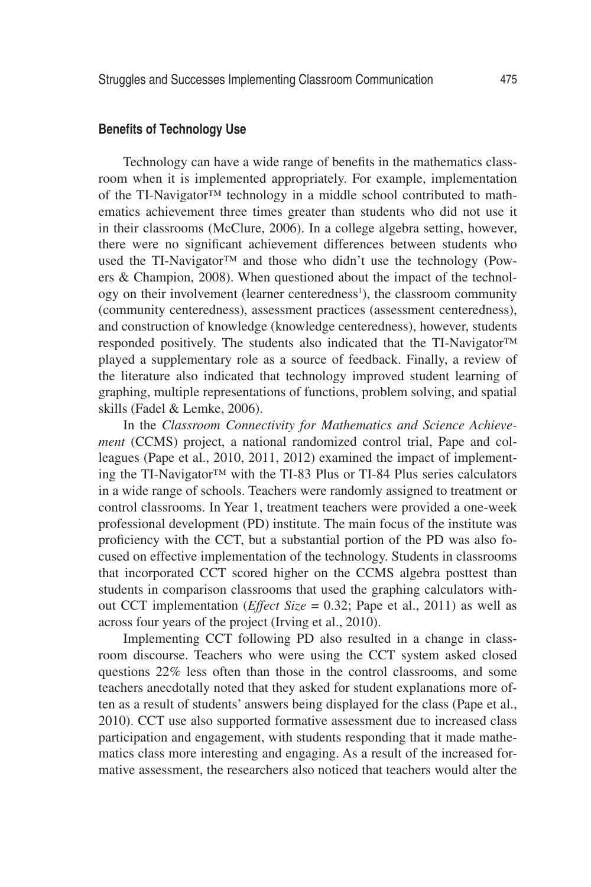### Benefits of Technology Use

Technology can have a wide range of benefits in the mathematics classroom when it is implemented appropriately. For example, implementation of the TI-Navigator™ technology in a middle school contributed to mathematics achievement three times greater than students who did not use it in their classrooms (McClure, 2006). In a college algebra setting, however, there were no significant achievement differences between students who used the TI-Navigator™ and those who didn't use the technology (Powers & Champion, 2008). When questioned about the impact of the technology on their involvement (learner centeredness[1]), the classroom community (community centeredness), assessment practices (assessment centeredness), and construction of knowledge (knowledge centeredness), however, students responded positively. The students also indicated that the TI-Navigator™ played a supplementary role as a source of feedback. Finally, a review of the literature also indicated that technology improved student learning of graphing, multiple representations of functions, problem solving, and spatial skills (Fadel & Lemke, 2006).

In the *Classroom Connectivity for Mathematics and Science Achievement* (CCMS) project, a national randomized control trial, Pape and colleagues (Pape et al., 2010, 2011, 2012) examined the impact of implementing the TI-Navigator™ with the TI-83 Plus or TI-84 Plus series calculators in a wide range of schools. Teachers were randomly assigned to treatment or control classrooms. In Year 1, treatment teachers were provided a one-week professional development (PD) institute. The main focus of the institute was proficiency with the CCT, but a substantial portion of the PD was also focused on effective implementation of the technology. Students in classrooms that incorporated CCT scored higher on the CCMS algebra posttest than students in comparison classrooms that used the graphing calculators without CCT implementation (*Effect Size* = 0.32; Pape et al., 2011) as well as across four years of the project (Irving et al., 2010).

Implementing CCT following PD also resulted in a change in classroom discourse. Teachers who were using the CCT system asked closed questions 22% less often than those in the control classrooms, and some teachers anecdotally noted that they asked for student explanations more often as a result of students' answers being displayed for the class (Pape et al., 2010). CCT use also supported formative assessment due to increased class participation and engagement, with students responding that it made mathematics class more interesting and engaging. As a result of the increased formative assessment, the researchers also noticed that teachers would alter the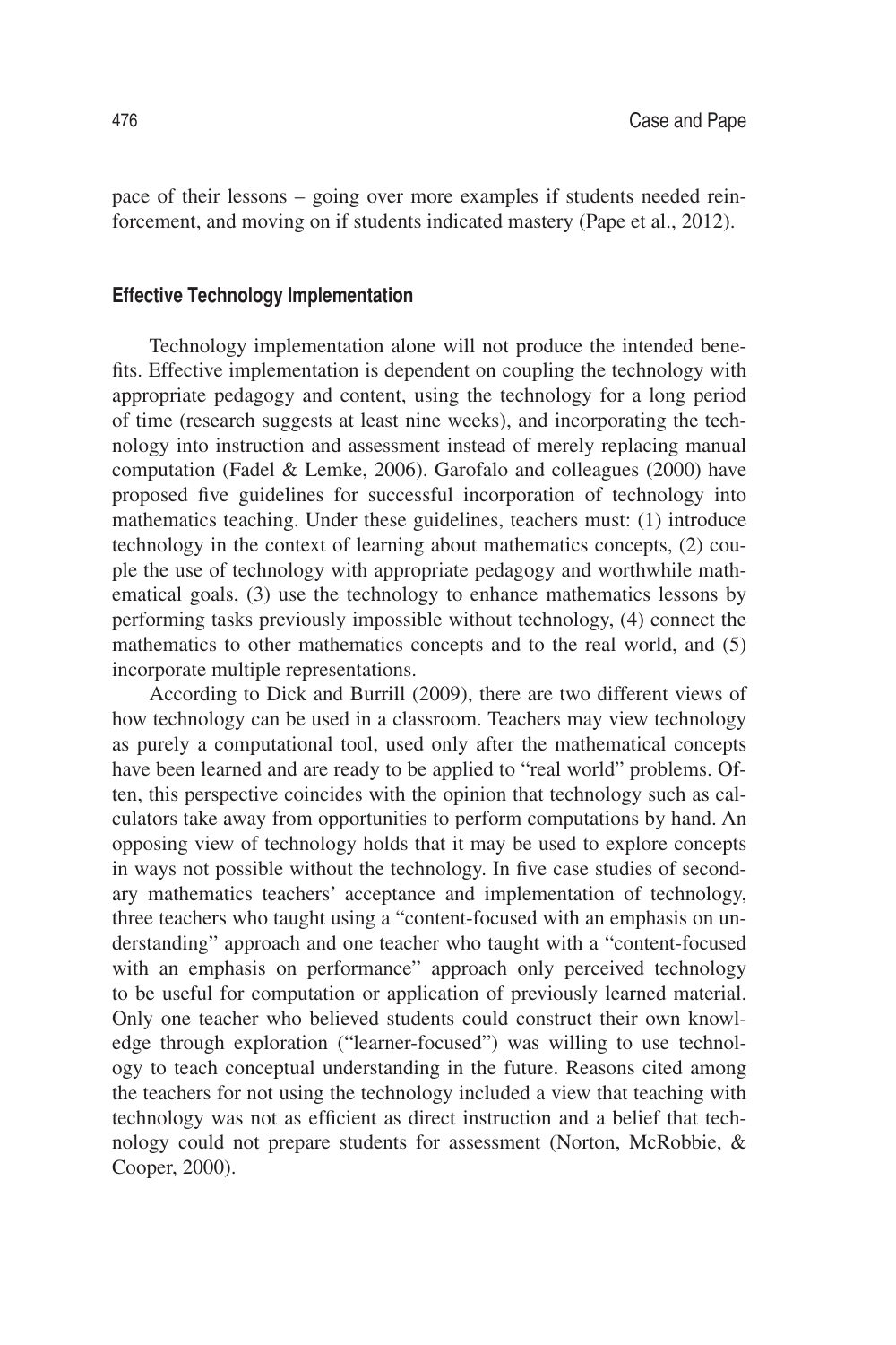pace of their lessons – going over more examples if students needed reinforcement, and moving on if students indicated mastery (Pape et al., 2012).

### Effective Technology Implementation

Technology implementation alone will not produce the intended benefits. Effective implementation is dependent on coupling the technology with appropriate pedagogy and content, using the technology for a long period of time (research suggests at least nine weeks), and incorporating the technology into instruction and assessment instead of merely replacing manual computation (Fadel & Lemke, 2006). Garofalo and colleagues (2000) have proposed five guidelines for successful incorporation of technology into mathematics teaching. Under these guidelines, teachers must: (1) introduce technology in the context of learning about mathematics concepts, (2) couple the use of technology with appropriate pedagogy and worthwhile mathematical goals, (3) use the technology to enhance mathematics lessons by performing tasks previously impossible without technology, (4) connect the mathematics to other mathematics concepts and to the real world, and (5) incorporate multiple representations.

According to Dick and Burrill (2009), there are two different views of how technology can be used in a classroom. Teachers may view technology as purely a computational tool, used only after the mathematical concepts have been learned and are ready to be applied to "real world" problems. Often, this perspective coincides with the opinion that technology such as calculators take away from opportunities to perform computations by hand. An opposing view of technology holds that it may be used to explore concepts in ways not possible without the technology. In five case studies of secondary mathematics teachers' acceptance and implementation of technology, three teachers who taught using a "content-focused with an emphasis on understanding" approach and one teacher who taught with a "content-focused with an emphasis on performance" approach only perceived technology to be useful for computation or application of previously learned material. Only one teacher who believed students could construct their own knowledge through exploration ("learner-focused") was willing to use technology to teach conceptual understanding in the future. Reasons cited among the teachers for not using the technology included a view that teaching with technology was not as efficient as direct instruction and a belief that technology could not prepare students for assessment (Norton, McRobbie, & Cooper, 2000).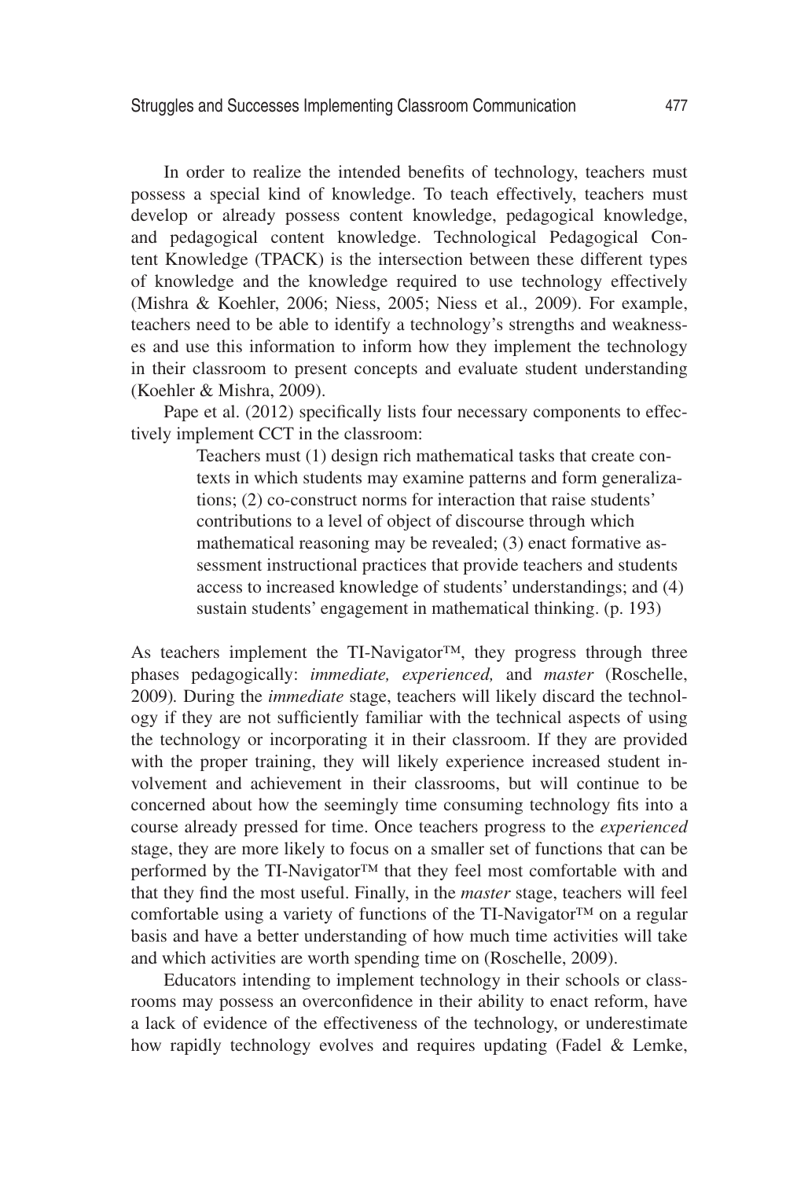In order to realize the intended benefits of technology, teachers must possess a special kind of knowledge. To teach effectively, teachers must develop or already possess content knowledge, pedagogical knowledge, and pedagogical content knowledge. Technological Pedagogical Content Knowledge (TPACK) is the intersection between these different types of knowledge and the knowledge required to use technology effectively (Mishra & Koehler, 2006; Niess, 2005; Niess et al., 2009). For example, teachers need to be able to identify a technology's strengths and weaknesses and use this information to inform how they implement the technology in their classroom to present concepts and evaluate student understanding (Koehler & Mishra, 2009).

Pape et al. (2012) specifically lists four necessary components to effectively implement CCT in the classroom:

> Teachers must (1) design rich mathematical tasks that create contexts in which students may examine patterns and form generalizations; (2) co-construct norms for interaction that raise students' contributions to a level of object of discourse through which mathematical reasoning may be revealed; (3) enact formative assessment instructional practices that provide teachers and students access to increased knowledge of students' understandings; and (4) sustain students' engagement in mathematical thinking. (p. 193)

As teachers implement the TI-Navigator™, they progress through three phases pedagogically: *immediate, experienced,* and *master* (Roschelle, 2009). During the *immediate* stage, teachers will likely discard the technology if they are not sufficiently familiar with the technical aspects of using the technology or incorporating it in their classroom. If they are provided with the proper training, they will likely experience increased student involvement and achievement in their classrooms, but will continue to be concerned about how the seemingly time consuming technology fits into a course already pressed for time. Once teachers progress to the *experienced* stage, they are more likely to focus on a smaller set of functions that can be performed by the TI-Navigator™ that they feel most comfortable with and that they find the most useful. Finally, in the *master* stage, teachers will feel comfortable using a variety of functions of the TI-Navigator™ on a regular basis and have a better understanding of how much time activities will take and which activities are worth spending time on (Roschelle, 2009).

Educators intending to implement technology in their schools or classrooms may possess an overconfidence in their ability to enact reform, have a lack of evidence of the effectiveness of the technology, or underestimate how rapidly technology evolves and requires updating (Fadel & Lemke,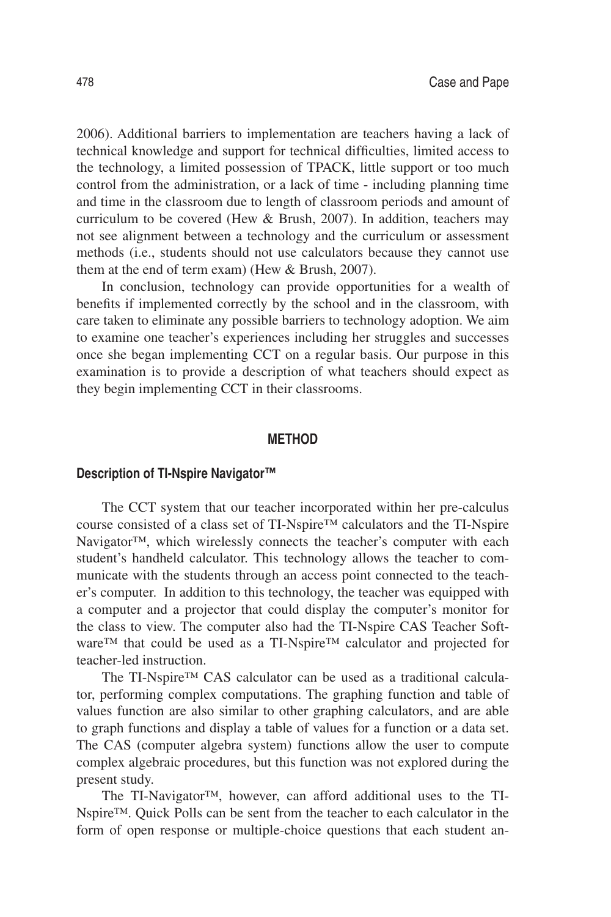2006). Additional barriers to implementation are teachers having a lack of technical knowledge and support for technical difficulties, limited access to the technology, a limited possession of TPACK, little support or too much control from the administration, or a lack of time - including planning time and time in the classroom due to length of classroom periods and amount of curriculum to be covered (Hew & Brush, 2007). In addition, teachers may not see alignment between a technology and the curriculum or assessment methods (i.e., students should not use calculators because they cannot use them at the end of term exam) (Hew & Brush, 2007).

In conclusion, technology can provide opportunities for a wealth of benefits if implemented correctly by the school and in the classroom, with care taken to eliminate any possible barriers to technology adoption. We aim to examine one teacher's experiences including her struggles and successes once she began implementing CCT on a regular basis. Our purpose in this examination is to provide a description of what teachers should expect as they begin implementing CCT in their classrooms.

## METHOD

### Description of TI-Nspire Navigator™

The CCT system that our teacher incorporated within her pre-calculus course consisted of a class set of TI-Nspire™ calculators and the TI-Nspire Navigator™, which wirelessly connects the teacher's computer with each student's handheld calculator. This technology allows the teacher to communicate with the students through an access point connected to the teacher's computer. In addition to this technology, the teacher was equipped with a computer and a projector that could display the computer's monitor for the class to view. The computer also had the TI-Nspire CAS Teacher Software™ that could be used as a TI-Nspire™ calculator and projected for teacher-led instruction.

The TI-Nspire™ CAS calculator can be used as a traditional calculator, performing complex computations. The graphing function and table of values function are also similar to other graphing calculators, and are able to graph functions and display a table of values for a function or a data set. The CAS (computer algebra system) functions allow the user to compute complex algebraic procedures, but this function was not explored during the present study.

The TI-Navigator™, however, can afford additional uses to the TI-Nspire™. Quick Polls can be sent from the teacher to each calculator in the form of open response or multiple-choice questions that each student an-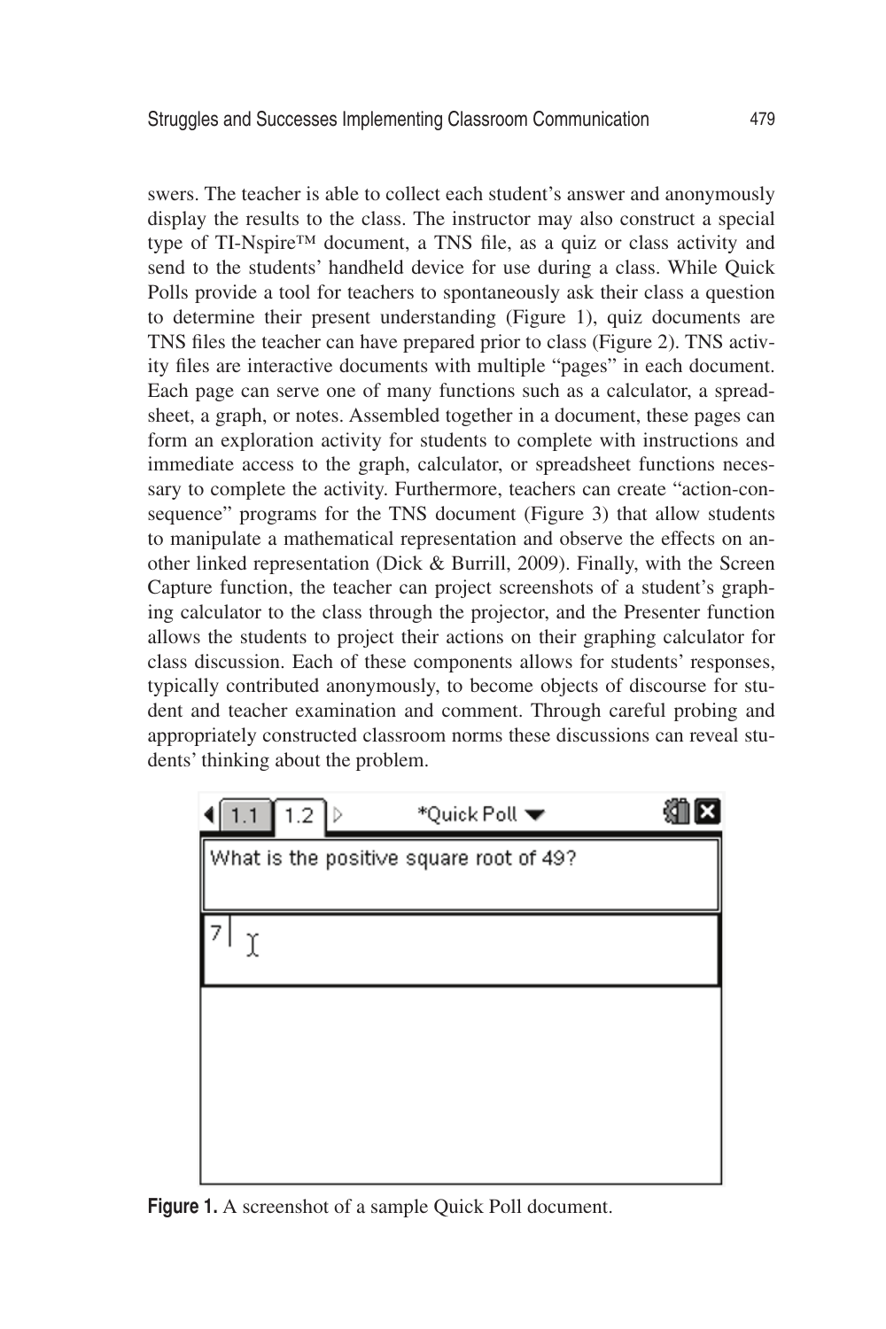swers. The teacher is able to collect each student's answer and anonymously display the results to the class. The instructor may also construct a special type of TI-Nspire™ document, a TNS file, as a quiz or class activity and send to the students' handheld device for use during a class. While Quick Polls provide a tool for teachers to spontaneously ask their class a question to determine their present understanding (Figure 1), quiz documents are TNS files the teacher can have prepared prior to class (Figure 2). TNS activity files are interactive documents with multiple "pages" in each document. Each page can serve one of many functions such as a calculator, a spreadsheet, a graph, or notes. Assembled together in a document, these pages can form an exploration activity for students to complete with instructions and immediate access to the graph, calculator, or spreadsheet functions necessary to complete the activity. Furthermore, teachers can create "action-consequence" programs for the TNS document (Figure 3) that allow students to manipulate a mathematical representation and observe the effects on another linked representation (Dick & Burrill, 2009). Finally, with the Screen Capture function, the teacher can project screenshots of a student's graphing calculator to the class through the projector, and the Presenter function allows the students to project their actions on their graphing calculator for class discussion. Each of these components allows for students' responses, typically contributed anonymously, to become objects of discourse for student and teacher examination and comment. Through careful probing and appropriately constructed classroom norms these discussions can reveal students' thinking about the problem.

1.1 | 1.2 | *Quick Poll

What is the positive square root of 49?

7

**Figure 1.** A screenshot of a sample Quick Poll document.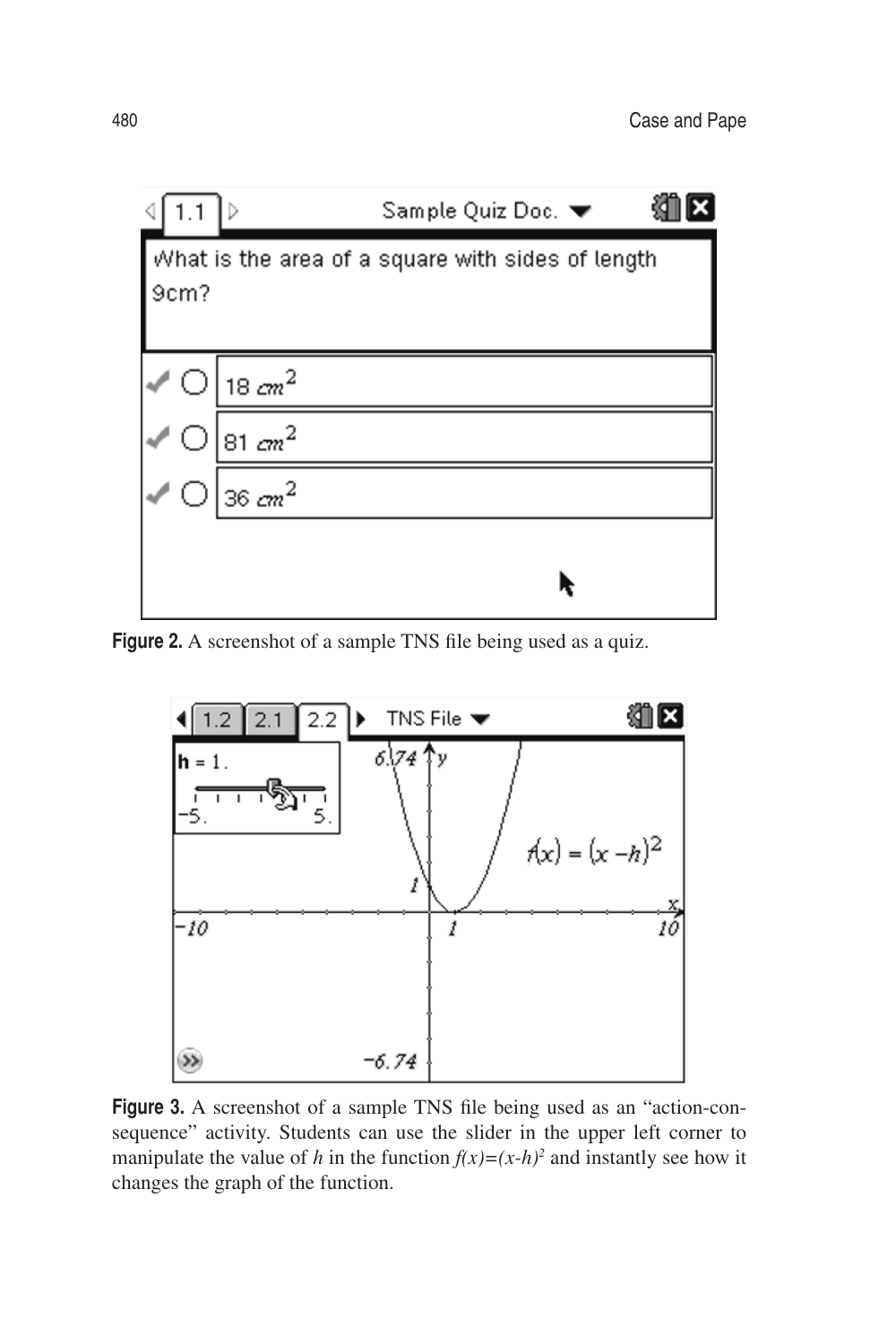**Figure 2.** A screenshot of a sample TNS file being used as a quiz.

**Figure 3.** A screenshot of a sample TNS file being used as an "action-consequence" activity. Students can use the slider in the upper left corner to manipulate the value of $h$ in the function $f(x)=(x-h)^2$ and instantly see how it changes the graph of the function.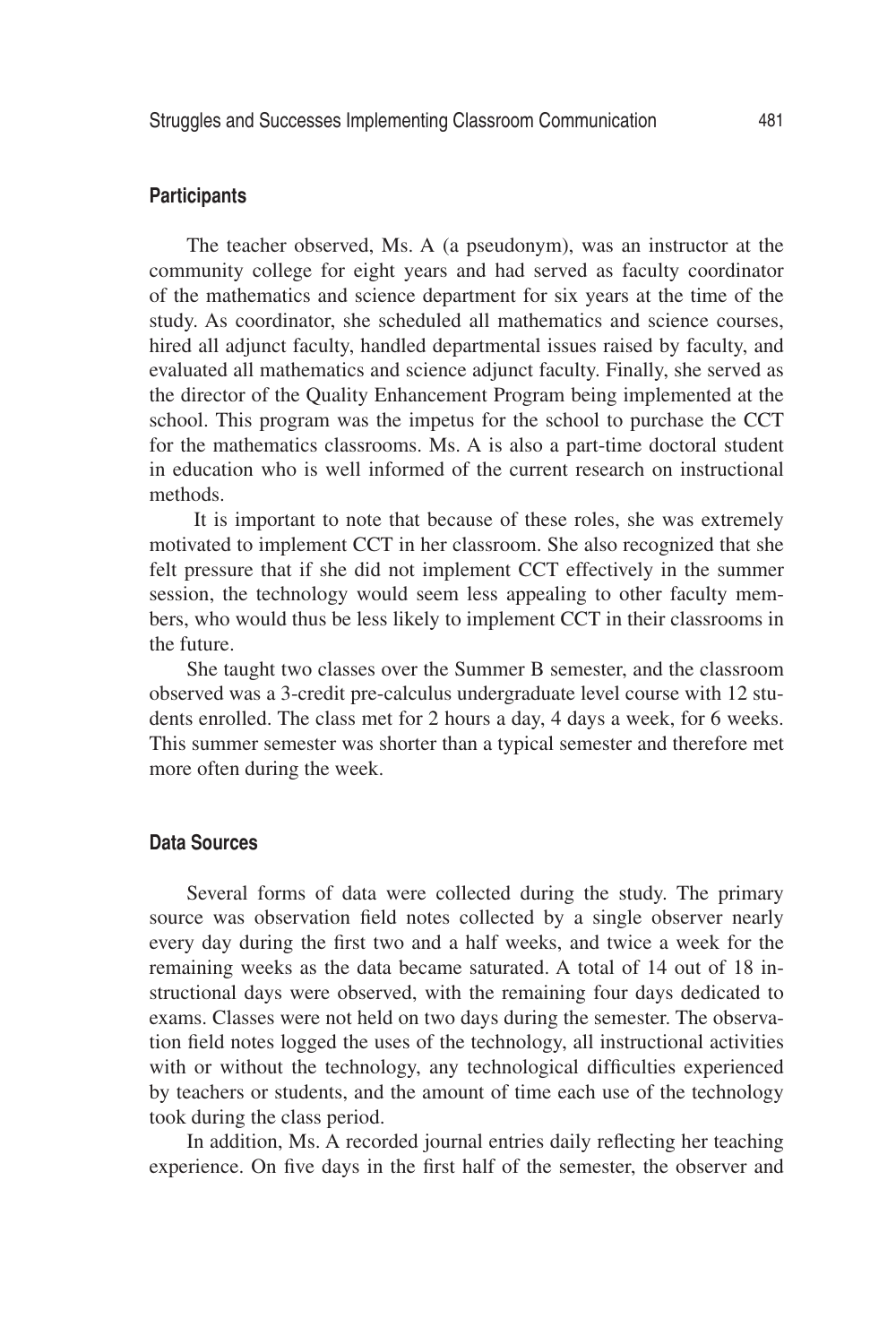### Participants

The teacher observed, Ms. A (a pseudonym), was an instructor at the community college for eight years and had served as faculty coordinator of the mathematics and science department for six years at the time of the study. As coordinator, she scheduled all mathematics and science courses, hired all adjunct faculty, handled departmental issues raised by faculty, and evaluated all mathematics and science adjunct faculty. Finally, she served as the director of the Quality Enhancement Program being implemented at the school. This program was the impetus for the school to purchase the CCT for the mathematics classrooms. Ms. A is also a part-time doctoral student in education who is well informed of the current research on instructional methods.

It is important to note that because of these roles, she was extremely motivated to implement CCT in her classroom. She also recognized that she felt pressure that if she did not implement CCT effectively in the summer session, the technology would seem less appealing to other faculty members, who would thus be less likely to implement CCT in their classrooms in the future.

She taught two classes over the Summer B semester, and the classroom observed was a 3-credit pre-calculus undergraduate level course with 12 students enrolled. The class met for 2 hours a day, 4 days a week, for 6 weeks. This summer semester was shorter than a typical semester and therefore met more often during the week.

### Data Sources

Several forms of data were collected during the study. The primary source was observation field notes collected by a single observer nearly every day during the first two and a half weeks, and twice a week for the remaining weeks as the data became saturated. A total of 14 out of 18 instructional days were observed, with the remaining four days dedicated to exams. Classes were not held on two days during the semester. The observation field notes logged the uses of the technology, all instructional activities with or without the technology, any technological difficulties experienced by teachers or students, and the amount of time each use of the technology took during the class period.

In addition, Ms. A recorded journal entries daily reflecting her teaching experience. On five days in the first half of the semester, the observer and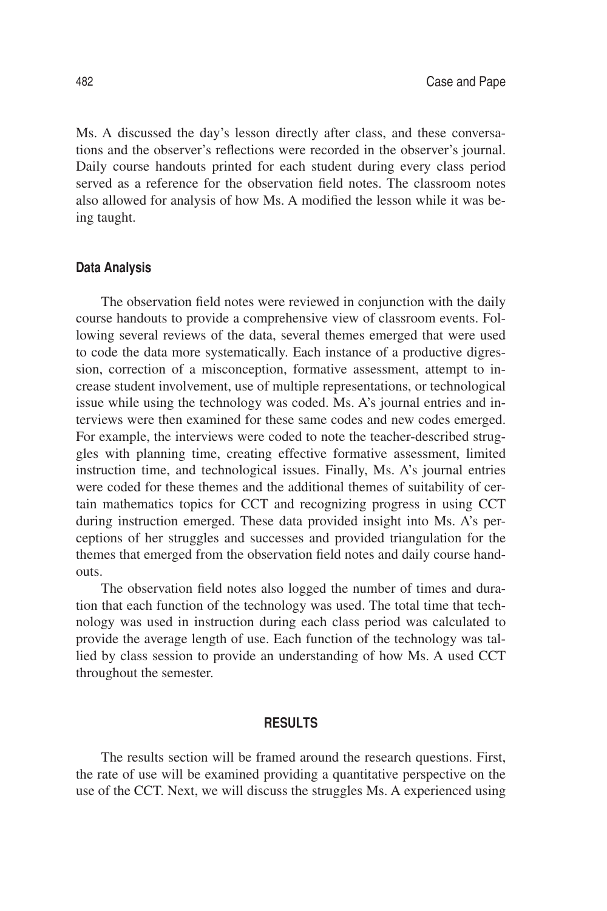Ms. A discussed the day's lesson directly after class, and these conversations and the observer's reflections were recorded in the observer's journal. Daily course handouts printed for each student during every class period served as a reference for the observation field notes. The classroom notes also allowed for analysis of how Ms. A modified the lesson while it was being taught.

### Data Analysis

The observation field notes were reviewed in conjunction with the daily course handouts to provide a comprehensive view of classroom events. Following several reviews of the data, several themes emerged that were used to code the data more systematically. Each instance of a productive digression, correction of a misconception, formative assessment, attempt to increase student involvement, use of multiple representations, or technological issue while using the technology was coded. Ms. A's journal entries and interviews were then examined for these same codes and new codes emerged. For example, the interviews were coded to note the teacher-described struggles with planning time, creating effective formative assessment, limited instruction time, and technological issues. Finally, Ms. A's journal entries were coded for these themes and the additional themes of suitability of certain mathematics topics for CCT and recognizing progress in using CCT during instruction emerged. These data provided insight into Ms. A's perceptions of her struggles and successes and provided triangulation for the themes that emerged from the observation field notes and daily course handouts.

The observation field notes also logged the number of times and duration that each function of the technology was used. The total time that technology was used in instruction during each class period was calculated to provide the average length of use. Each function of the technology was tallied by class session to provide an understanding of how Ms. A used CCT throughout the semester.

## RESULTS

The results section will be framed around the research questions. First, the rate of use will be examined providing a quantitative perspective on the use of the CCT. Next, we will discuss the struggles Ms. A experienced using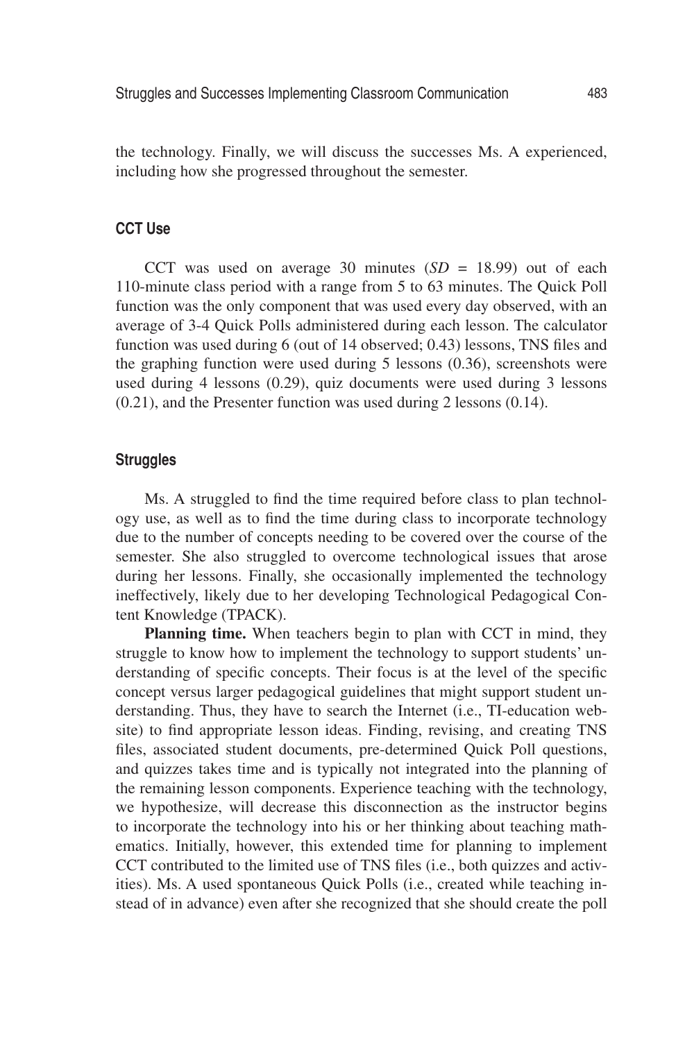the technology. Finally, we will discuss the successes Ms. A experienced, including how she progressed throughout the semester.

### CCT Use

CCT was used on average 30 minutes (*SD* = 18.99) out of each 110-minute class period with a range from 5 to 63 minutes. The Quick Poll function was the only component that was used every day observed, with an average of 3-4 Quick Polls administered during each lesson. The calculator function was used during 6 (out of 14 observed; 0.43) lessons, TNS files and the graphing function were used during 5 lessons (0.36), screenshots were used during 4 lessons (0.29), quiz documents were used during 3 lessons (0.21), and the Presenter function was used during 2 lessons (0.14).

### Struggles

Ms. A struggled to find the time required before class to plan technology use, as well as to find the time during class to incorporate technology due to the number of concepts needing to be covered over the course of the semester. She also struggled to overcome technological issues that arose during her lessons. Finally, she occasionally implemented the technology ineffectively, likely due to her developing Technological Pedagogical Content Knowledge (TPACK).

**Planning time.** When teachers begin to plan with CCT in mind, they struggle to know how to implement the technology to support students' understanding of specific concepts. Their focus is at the level of the specific concept versus larger pedagogical guidelines that might support student understanding. Thus, they have to search the Internet (i.e., TI-education website) to find appropriate lesson ideas. Finding, revising, and creating TNS files, associated student documents, pre-determined Quick Poll questions, and quizzes takes time and is typically not integrated into the planning of the remaining lesson components. Experience teaching with the technology, we hypothesize, will decrease this disconnection as the instructor begins to incorporate the technology into his or her thinking about teaching mathematics. Initially, however, this extended time for planning to implement CCT contributed to the limited use of TNS files (i.e., both quizzes and activities). Ms. A used spontaneous Quick Polls (i.e., created while teaching instead of in advance) even after she recognized that she should create the poll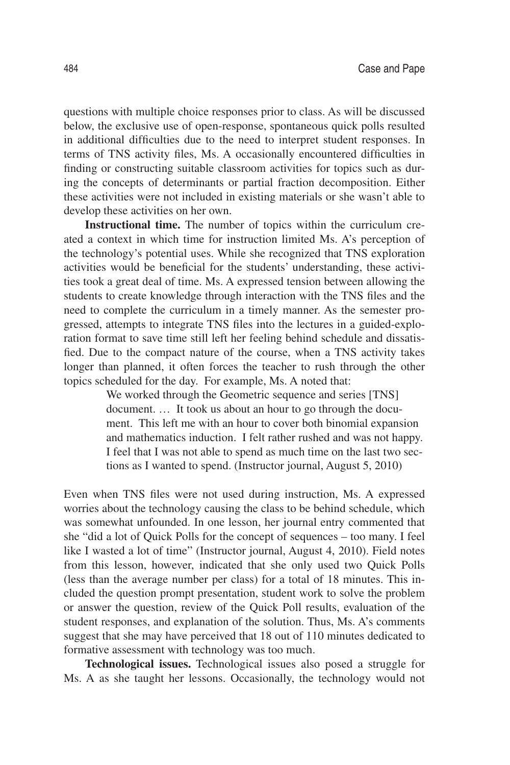questions with multiple choice responses prior to class. As will be discussed below, the exclusive use of open-response, spontaneous quick polls resulted in additional difficulties due to the need to interpret student responses. In terms of TNS activity files, Ms. A occasionally encountered difficulties in finding or constructing suitable classroom activities for topics such as during the concepts of determinants or partial fraction decomposition. Either these activities were not included in existing materials or she wasn't able to develop these activities on her own.

**Instructional time.** The number of topics within the curriculum created a context in which time for instruction limited Ms. A's perception of the technology's potential uses. While she recognized that TNS exploration activities would be beneficial for the students' understanding, these activities took a great deal of time. Ms. A expressed tension between allowing the students to create knowledge through interaction with the TNS files and the need to complete the curriculum in a timely manner. As the semester progressed, attempts to integrate TNS files into the lectures in a guided-exploration format to save time still left her feeling behind schedule and dissatisfied. Due to the compact nature of the course, when a TNS activity takes longer than planned, it often forces the teacher to rush through the other topics scheduled for the day. For example, Ms. A noted that:

> We worked through the Geometric sequence and series [TNS] document. … It took us about an hour to go through the document. This left me with an hour to cover both binomial expansion and mathematics induction. I felt rather rushed and was not happy. I feel that I was not able to spend as much time on the last two sections as I wanted to spend. (Instructor journal, August 5, 2010)

Even when TNS files were not used during instruction, Ms. A expressed worries about the technology causing the class to be behind schedule, which was somewhat unfounded. In one lesson, her journal entry commented that she "did a lot of Quick Polls for the concept of sequences – too many. I feel like I wasted a lot of time" (Instructor journal, August 4, 2010). Field notes from this lesson, however, indicated that she only used two Quick Polls (less than the average number per class) for a total of 18 minutes. This included the question prompt presentation, student work to solve the problem or answer the question, review of the Quick Poll results, evaluation of the student responses, and explanation of the solution. Thus, Ms. A's comments suggest that she may have perceived that 18 out of 110 minutes dedicated to formative assessment with technology was too much.

**Technological issues.** Technological issues also posed a struggle for Ms. A as she taught her lessons. Occasionally, the technology would not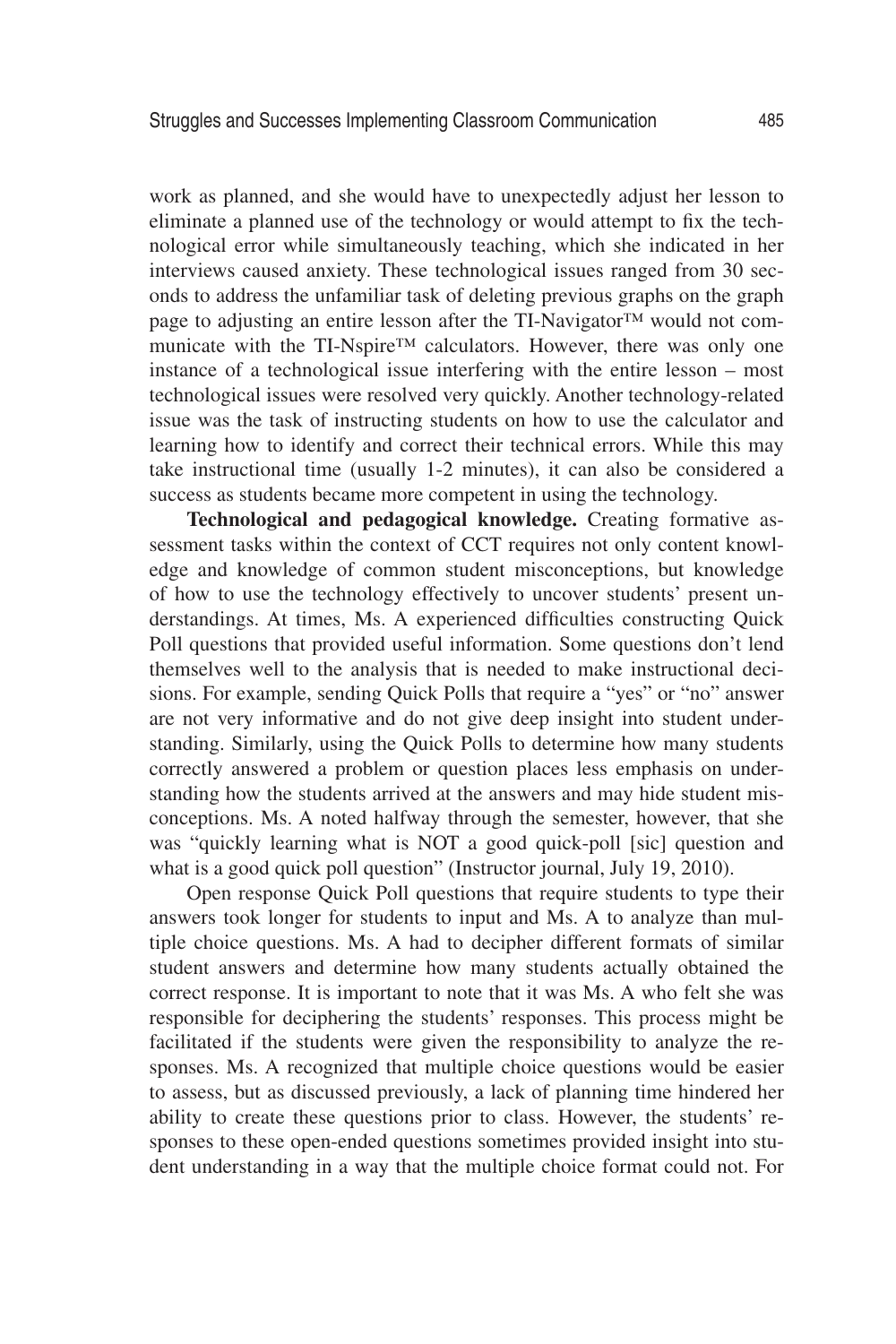work as planned, and she would have to unexpectedly adjust her lesson to eliminate a planned use of the technology or would attempt to fix the technological error while simultaneously teaching, which she indicated in her interviews caused anxiety. These technological issues ranged from 30 seconds to address the unfamiliar task of deleting previous graphs on the graph page to adjusting an entire lesson after the TI-Navigator™ would not communicate with the TI-Nspire™ calculators. However, there was only one instance of a technological issue interfering with the entire lesson – most technological issues were resolved very quickly. Another technology-related issue was the task of instructing students on how to use the calculator and learning how to identify and correct their technical errors. While this may take instructional time (usually 1-2 minutes), it can also be considered a success as students became more competent in using the technology.

**Technological and pedagogical knowledge.** Creating formative assessment tasks within the context of CCT requires not only content knowledge and knowledge of common student misconceptions, but knowledge of how to use the technology effectively to uncover students' present understandings. At times, Ms. A experienced difficulties constructing Quick Poll questions that provided useful information. Some questions don't lend themselves well to the analysis that is needed to make instructional decisions. For example, sending Quick Polls that require a "yes" or "no" answer are not very informative and do not give deep insight into student understanding. Similarly, using the Quick Polls to determine how many students correctly answered a problem or question places less emphasis on understanding how the students arrived at the answers and may hide student misconceptions. Ms. A noted halfway through the semester, however, that she was "quickly learning what is NOT a good quick-poll [sic] question and what is a good quick poll question" (Instructor journal, July 19, 2010).

Open response Quick Poll questions that require students to type their answers took longer for students to input and Ms. A to analyze than multiple choice questions. Ms. A had to decipher different formats of similar student answers and determine how many students actually obtained the correct response. It is important to note that it was Ms. A who felt she was responsible for deciphering the students' responses. This process might be facilitated if the students were given the responsibility to analyze the responses. Ms. A recognized that multiple choice questions would be easier to assess, but as discussed previously, a lack of planning time hindered her ability to create these questions prior to class. However, the students' responses to these open-ended questions sometimes provided insight into student understanding in a way that the multiple choice format could not. For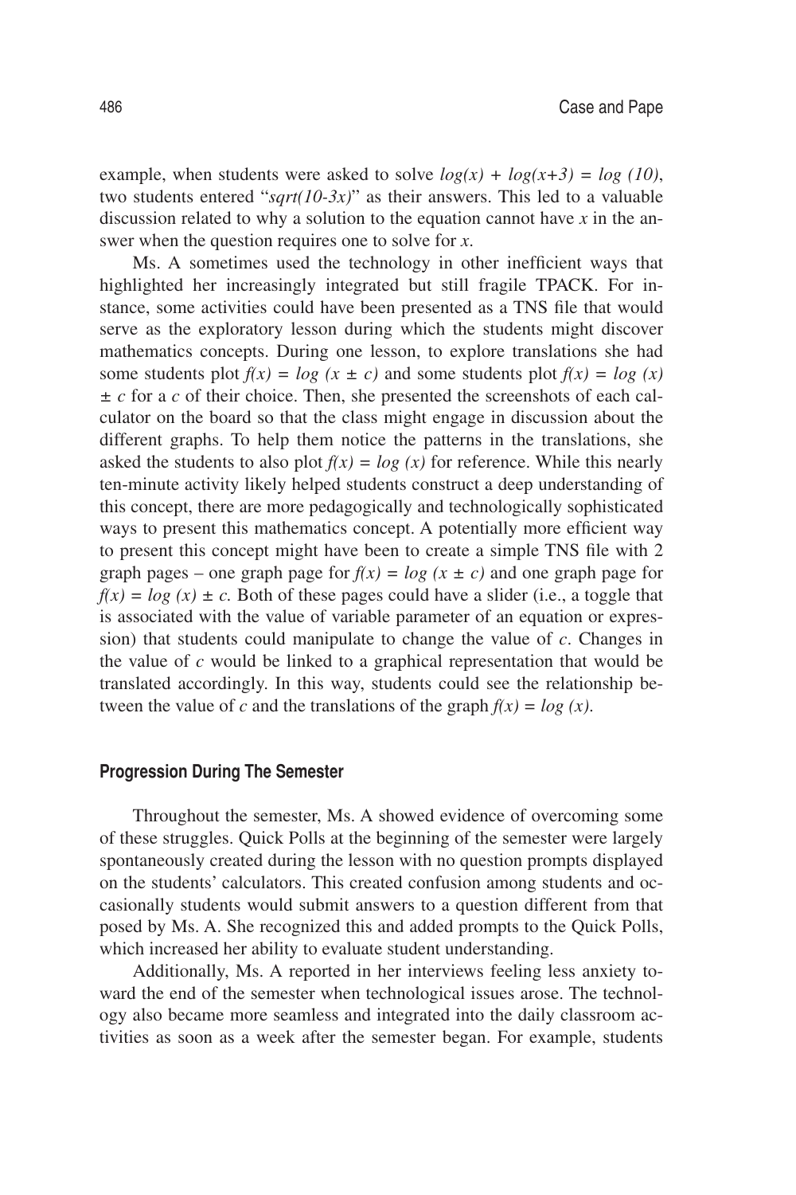example, when students were asked to solve $log(x) + log(x+3) = log(10)$, two students entered "*sqrt(10-3x)*" as their answers. This led to a valuable discussion related to why a solution to the equation cannot have $x$ in the answer when the question requires one to solve for $x$.

Ms. A sometimes used the technology in other inefficient ways that highlighted her increasingly integrated but still fragile TPACK. For instance, some activities could have been presented as a TNS file that would serve as the exploratory lesson during which the students might discover mathematics concepts. During one lesson, to explore translations she had some students plot $f(x) = log(x \pm c)$ and some students plot $f(x) = log(x) \pm c$ for a $c$ of their choice. Then, she presented the screenshots of each calculator on the board so that the class might engage in discussion about the different graphs. To help them notice the patterns in the translations, she asked the students to also plot $f(x) = log(x)$ for reference. While this nearly ten-minute activity likely helped students construct a deep understanding of this concept, there are more pedagogically and technologically sophisticated ways to present this mathematics concept. A potentially more efficient way to present this concept might have been to create a simple TNS file with 2 graph pages – one graph page for $f(x) = log(x \pm c)$ and one graph page for $f(x) = log(x) \pm c$. Both of these pages could have a slider (i.e., a toggle that is associated with the value of variable parameter of an equation or expression) that students could manipulate to change the value of $c$. Changes in the value of $c$ would be linked to a graphical representation that would be translated accordingly. In this way, students could see the relationship between the value of $c$ and the translations of the graph $f(x) = log(x)$.

### Progression During The Semester

Throughout the semester, Ms. A showed evidence of overcoming some of these struggles. Quick Polls at the beginning of the semester were largely spontaneously created during the lesson with no question prompts displayed on the students' calculators. This created confusion among students and occasionally students would submit answers to a question different from that posed by Ms. A. She recognized this and added prompts to the Quick Polls, which increased her ability to evaluate student understanding.

Additionally, Ms. A reported in her interviews feeling less anxiety toward the end of the semester when technological issues arose. The technology also became more seamless and integrated into the daily classroom activities as soon as a week after the semester began. For example, students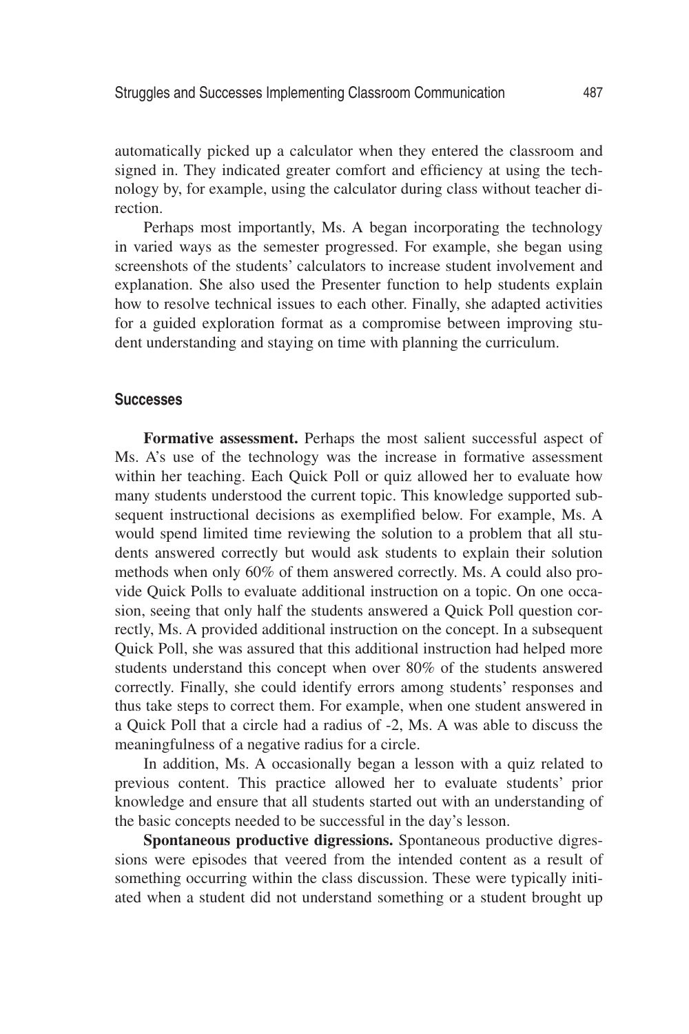automatically picked up a calculator when they entered the classroom and signed in. They indicated greater comfort and efficiency at using the technology by, for example, using the calculator during class without teacher direction.

Perhaps most importantly, Ms. A began incorporating the technology in varied ways as the semester progressed. For example, she began using screenshots of the students' calculators to increase student involvement and explanation. She also used the Presenter function to help students explain how to resolve technical issues to each other. Finally, she adapted activities for a guided exploration format as a compromise between improving student understanding and staying on time with planning the curriculum.

### Successes

**Formative assessment.** Perhaps the most salient successful aspect of Ms. A's use of the technology was the increase in formative assessment within her teaching. Each Quick Poll or quiz allowed her to evaluate how many students understood the current topic. This knowledge supported subsequent instructional decisions as exemplified below. For example, Ms. A would spend limited time reviewing the solution to a problem that all students answered correctly but would ask students to explain their solution methods when only 60% of them answered correctly. Ms. A could also provide Quick Polls to evaluate additional instruction on a topic. On one occasion, seeing that only half the students answered a Quick Poll question correctly, Ms. A provided additional instruction on the concept. In a subsequent Quick Poll, she was assured that this additional instruction had helped more students understand this concept when over 80% of the students answered correctly. Finally, she could identify errors among students' responses and thus take steps to correct them. For example, when one student answered in a Quick Poll that a circle had a radius of -2, Ms. A was able to discuss the meaningfulness of a negative radius for a circle.

In addition, Ms. A occasionally began a lesson with a quiz related to previous content. This practice allowed her to evaluate students' prior knowledge and ensure that all students started out with an understanding of the basic concepts needed to be successful in the day's lesson.

**Spontaneous productive digressions.** Spontaneous productive digressions were episodes that veered from the intended content as a result of something occurring within the class discussion. These were typically initiated when a student did not understand something or a student brought up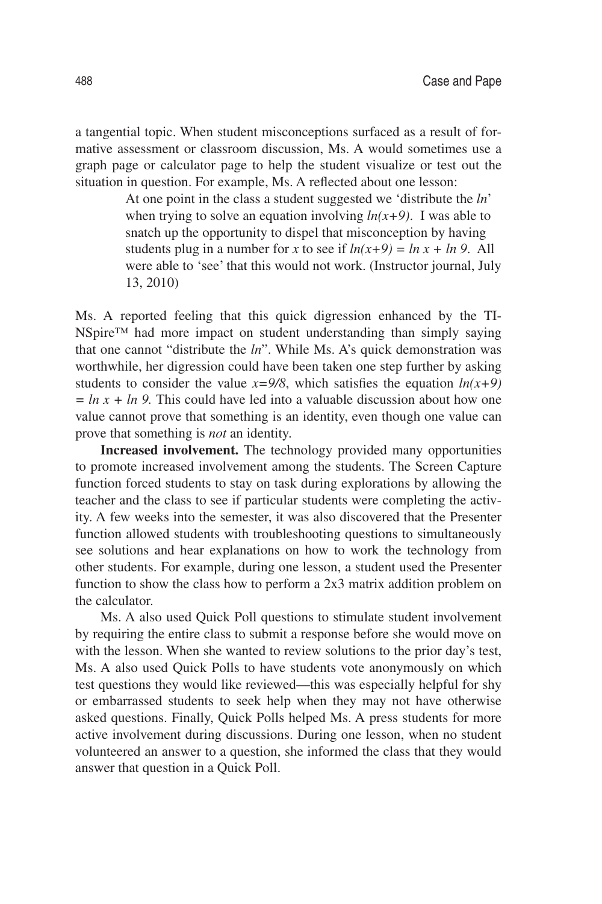a tangential topic. When student misconceptions surfaced as a result of formative assessment or classroom discussion, Ms. A would sometimes use a graph page or calculator page to help the student visualize or test out the situation in question. For example, Ms. A reflected about one lesson:

> At one point in the class a student suggested we 'distribute the *ln*' when trying to solve an equation involving $ln(x+9)$. I was able to snatch up the opportunity to dispel that misconception by having students plug in a number for $x$ to see if $ln(x+9) = ln\ x + ln\ 9$. All were able to 'see' that this would not work. (Instructor journal, July 13, 2010)

Ms. A reported feeling that this quick digression enhanced by the TI-NSpire™ had more impact on student understanding than simply saying that one cannot "distribute the *ln*". While Ms. A's quick demonstration was worthwhile, her digression could have been taken one step further by asking students to consider the value $x=9/8$, which satisfies the equation $ln(x+9) = ln\ x + ln\ 9$. This could have led into a valuable discussion about how one value cannot prove that something is an identity, even though one value can prove that something is *not* an identity.

**Increased involvement.** The technology provided many opportunities to promote increased involvement among the students. The Screen Capture function forced students to stay on task during explorations by allowing the teacher and the class to see if particular students were completing the activity. A few weeks into the semester, it was also discovered that the Presenter function allowed students with troubleshooting questions to simultaneously see solutions and hear explanations on how to work the technology from other students. For example, during one lesson, a student used the Presenter function to show the class how to perform a 2x3 matrix addition problem on the calculator.

Ms. A also used Quick Poll questions to stimulate student involvement by requiring the entire class to submit a response before she would move on with the lesson. When she wanted to review solutions to the prior day's test, Ms. A also used Quick Polls to have students vote anonymously on which test questions they would like reviewed—this was especially helpful for shy or embarrassed students to seek help when they may not have otherwise asked questions. Finally, Quick Polls helped Ms. A press students for more active involvement during discussions. During one lesson, when no student volunteered an answer to a question, she informed the class that they would answer that question in a Quick Poll.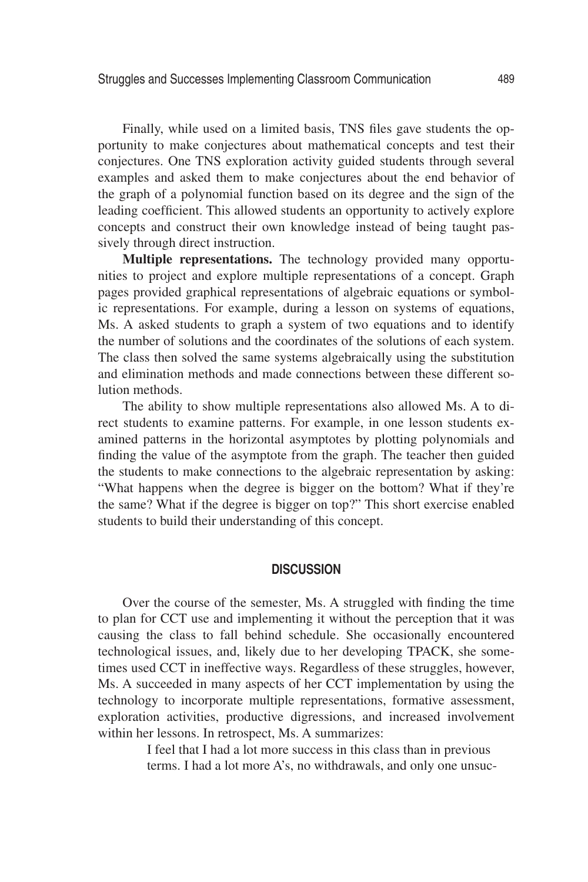Finally, while used on a limited basis, TNS files gave students the opportunity to make conjectures about mathematical concepts and test their conjectures. One TNS exploration activity guided students through several examples and asked them to make conjectures about the end behavior of the graph of a polynomial function based on its degree and the sign of the leading coefficient. This allowed students an opportunity to actively explore concepts and construct their own knowledge instead of being taught passively through direct instruction.

**Multiple representations.** The technology provided many opportunities to project and explore multiple representations of a concept. Graph pages provided graphical representations of algebraic equations or symbolic representations. For example, during a lesson on systems of equations, Ms. A asked students to graph a system of two equations and to identify the number of solutions and the coordinates of the solutions of each system. The class then solved the same systems algebraically using the substitution and elimination methods and made connections between these different solution methods.

The ability to show multiple representations also allowed Ms. A to direct students to examine patterns. For example, in one lesson students examined patterns in the horizontal asymptotes by plotting polynomials and finding the value of the asymptote from the graph. The teacher then guided the students to make connections to the algebraic representation by asking: "What happens when the degree is bigger on the bottom? What if they're the same? What if the degree is bigger on top?" This short exercise enabled students to build their understanding of this concept.

## DISCUSSION

Over the course of the semester, Ms. A struggled with finding the time to plan for CCT use and implementing it without the perception that it was causing the class to fall behind schedule. She occasionally encountered technological issues, and, likely due to her developing TPACK, she sometimes used CCT in ineffective ways. Regardless of these struggles, however, Ms. A succeeded in many aspects of her CCT implementation by using the technology to incorporate multiple representations, formative assessment, exploration activities, productive digressions, and increased involvement within her lessons. In retrospect, Ms. A summarizes:

> I feel that I had a lot more success in this class than in previous terms. I had a lot more A's, no withdrawals, and only one unsuc-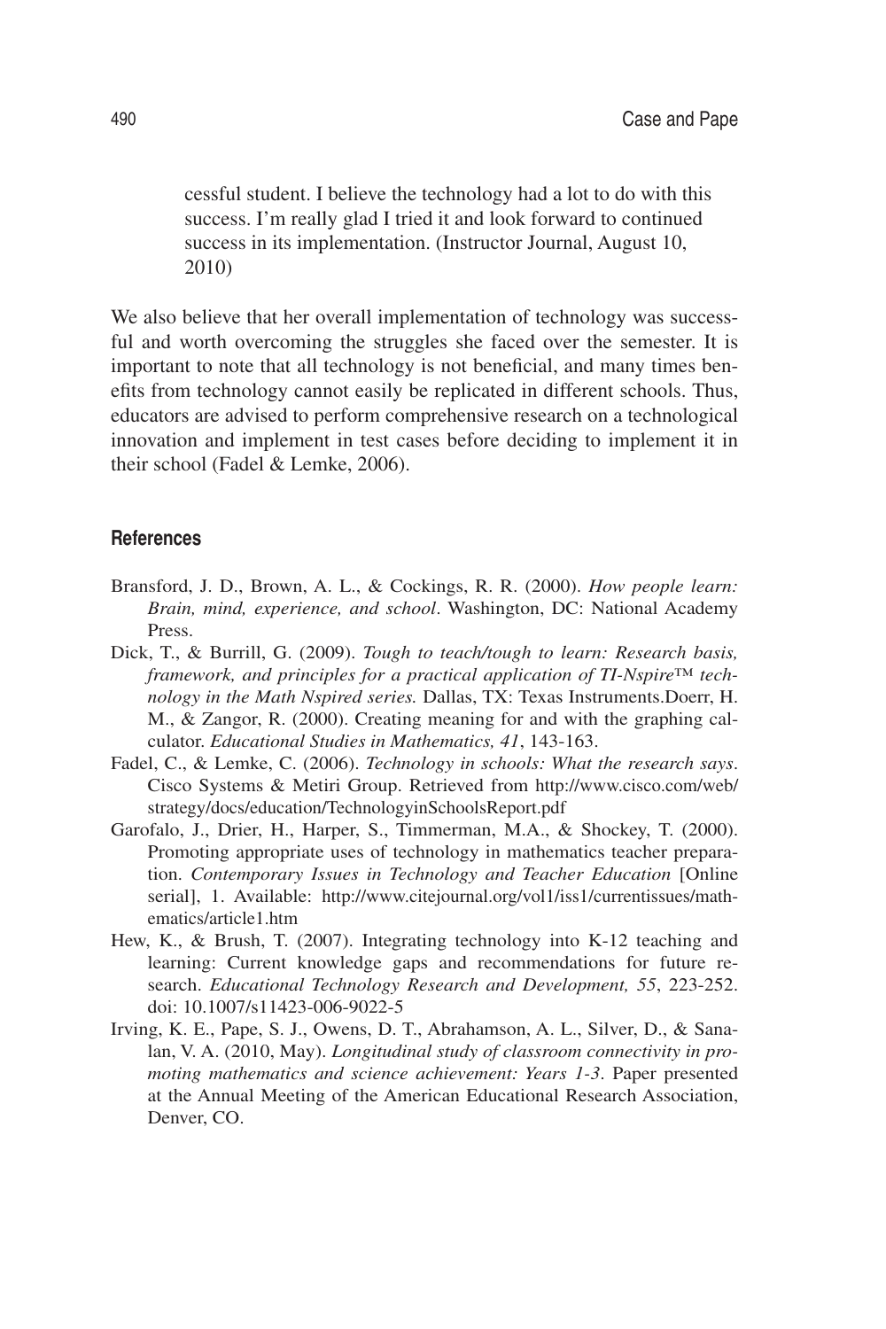cessful student. I believe the technology had a lot to do with this success. I'm really glad I tried it and look forward to continued success in its implementation. (Instructor Journal, August 10, 2010)

We also believe that her overall implementation of technology was successful and worth overcoming the struggles she faced over the semester. It is important to note that all technology is not beneficial, and many times benefits from technology cannot easily be replicated in different schools. Thus, educators are advised to perform comprehensive research on a technological innovation and implement in test cases before deciding to implement it in their school (Fadel & Lemke, 2006).

## References

- Bransford, J. D., Brown, A. L., & Cockings, R. R. (2000). *How people learn: Brain, mind, experience, and school*. Washington, DC: National Academy Press.
- Dick, T., & Burrill, G. (2009). *Tough to teach/tough to learn: Research basis, framework, and principles for a practical application of TI-Nspire™ technology in the Math Nspired series.* Dallas, TX: Texas Instruments.Doerr, H. M., & Zangor, R. (2000). Creating meaning for and with the graphing calculator. *Educational Studies in Mathematics, 41*, 143-163.
- Fadel, C., & Lemke, C. (2006). *Technology in schools: What the research says*. Cisco Systems & Metiri Group. Retrieved from http://www.cisco.com/web/strategy/docs/education/TechnologyinSchoolsReport.pdf
- Garofalo, J., Drier, H., Harper, S., Timmerman, M.A., & Shockey, T. (2000). Promoting appropriate uses of technology in mathematics teacher preparation. *Contemporary Issues in Technology and Teacher Education* [Online serial], 1. Available: http://www.citejournal.org/vol1/iss1/currentissues/mathematics/article1.htm
- Hew, K., & Brush, T. (2007). Integrating technology into K-12 teaching and learning: Current knowledge gaps and recommendations for future research. *Educational Technology Research and Development, 55*, 223-252. doi: 10.1007/s11423-006-9022-5
- Irving, K. E., Pape, S. J., Owens, D. T., Abrahamson, A. L., Silver, D., & Sanalan, V. A. (2010, May). *Longitudinal study of classroom connectivity in promoting mathematics and science achievement: Years 1-3*. Paper presented at the Annual Meeting of the American Educational Research Association, Denver, CO.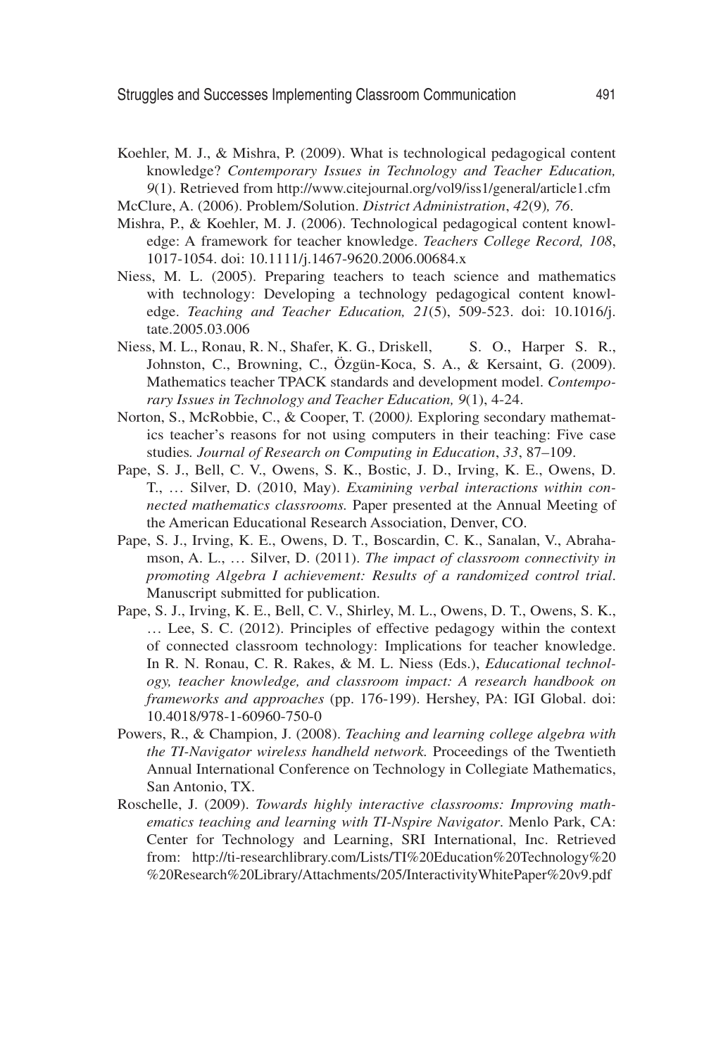Koehler, M. J., & Mishra, P. (2009). What is technological pedagogical content knowledge? *Contemporary Issues in Technology and Teacher Education, 9*(1). Retrieved from http://www.citejournal.org/vol9/iss1/general/article1.cfm

McClure, A. (2006). Problem/Solution. *District Administration*, *42*(9)*, 76*.

Mishra, P., & Koehler, M. J. (2006). Technological pedagogical content knowledge: A framework for teacher knowledge. *Teachers College Record, 108*, 1017-1054. doi: 10.1111/j.1467-9620.2006.00684.x

Niess, M. L. (2005). Preparing teachers to teach science and mathematics with technology: Developing a technology pedagogical content knowledge. *Teaching and Teacher Education, 21*(5), 509-523. doi: 10.1016/j.tate.2005.03.006

Niess, M. L., Ronau, R. N., Shafer, K. G., Driskell, S. O., Harper S. R., Johnston, C., Browning, C., Özgün-Koca, S. A., & Kersaint, G. (2009). Mathematics teacher TPACK standards and development model. *Contemporary Issues in Technology and Teacher Education, 9*(1), 4-24.

Norton, S., McRobbie, C., & Cooper, T. (2000*).* Exploring secondary mathematics teacher's reasons for not using computers in their teaching: Five case studies*. Journal of Research on Computing in Education*, *33*, 87–109.

Pape, S. J., Bell, C. V., Owens, S. K., Bostic, J. D., Irving, K. E., Owens, D. T., … Silver, D. (2010, May). *Examining verbal interactions within connected mathematics classrooms.* Paper presented at the Annual Meeting of the American Educational Research Association, Denver, CO.

Pape, S. J., Irving, K. E., Owens, D. T., Boscardin, C. K., Sanalan, V., Abrahamson, A. L., … Silver, D. (2011). *The impact of classroom connectivity in promoting Algebra I achievement: Results of a randomized control trial*. Manuscript submitted for publication.

Pape, S. J., Irving, K. E., Bell, C. V., Shirley, M. L., Owens, D. T., Owens, S. K., … Lee, S. C. (2012). Principles of effective pedagogy within the context of connected classroom technology: Implications for teacher knowledge. In R. N. Ronau, C. R. Rakes, & M. L. Niess (Eds.), *Educational technology, teacher knowledge, and classroom impact: A research handbook on frameworks and approaches* (pp. 176-199). Hershey, PA: IGI Global. doi: 10.4018/978-1-60960-750-0

Powers, R., & Champion, J. (2008). *Teaching and learning college algebra with the TI-Navigator wireless handheld network.* Proceedings of the Twentieth Annual International Conference on Technology in Collegiate Mathematics, San Antonio, TX.

Roschelle, J. (2009). *Towards highly interactive classrooms: Improving mathematics teaching and learning with TI-Nspire Navigator*. Menlo Park, CA: Center for Technology and Learning, SRI International, Inc. Retrieved from: http://ti-researchlibrary.com/Lists/TI%20Education%20Technology%20%20Research%20Library/Attachments/205/InteractivityWhitePaper%20v9.pdf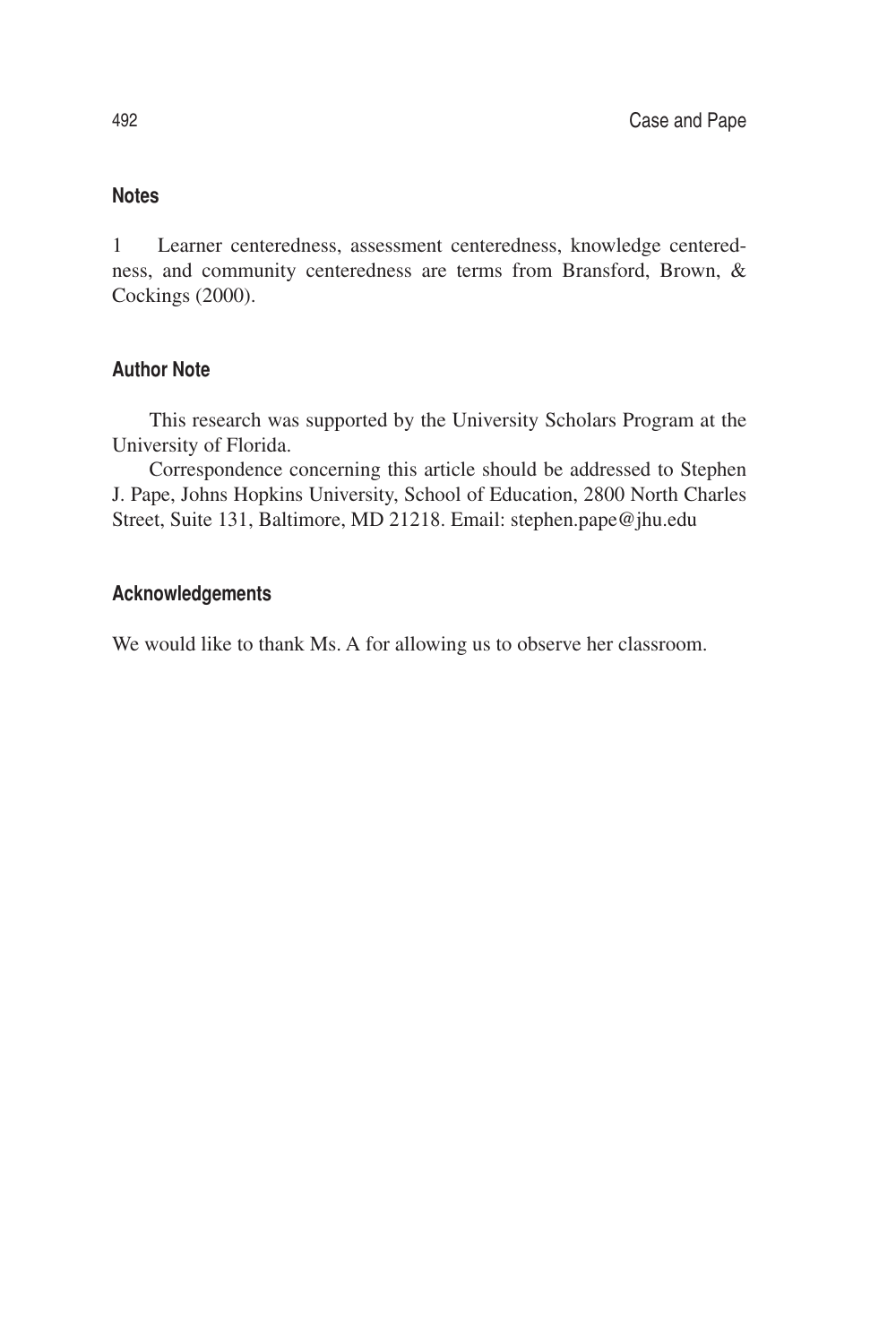## Notes

1 Learner centeredness, assessment centeredness, knowledge centeredness, and community centeredness are terms from Bransford, Brown, & Cockings (2000).

## Author Note

This research was supported by the University Scholars Program at the University of Florida.

Correspondence concerning this article should be addressed to Stephen J. Pape, Johns Hopkins University, School of Education, 2800 North Charles Street, Suite 131, Baltimore, MD 21218. Email: stephen.pape@jhu.edu

## Acknowledgements

We would like to thank Ms. A for allowing us to observe her classroom.